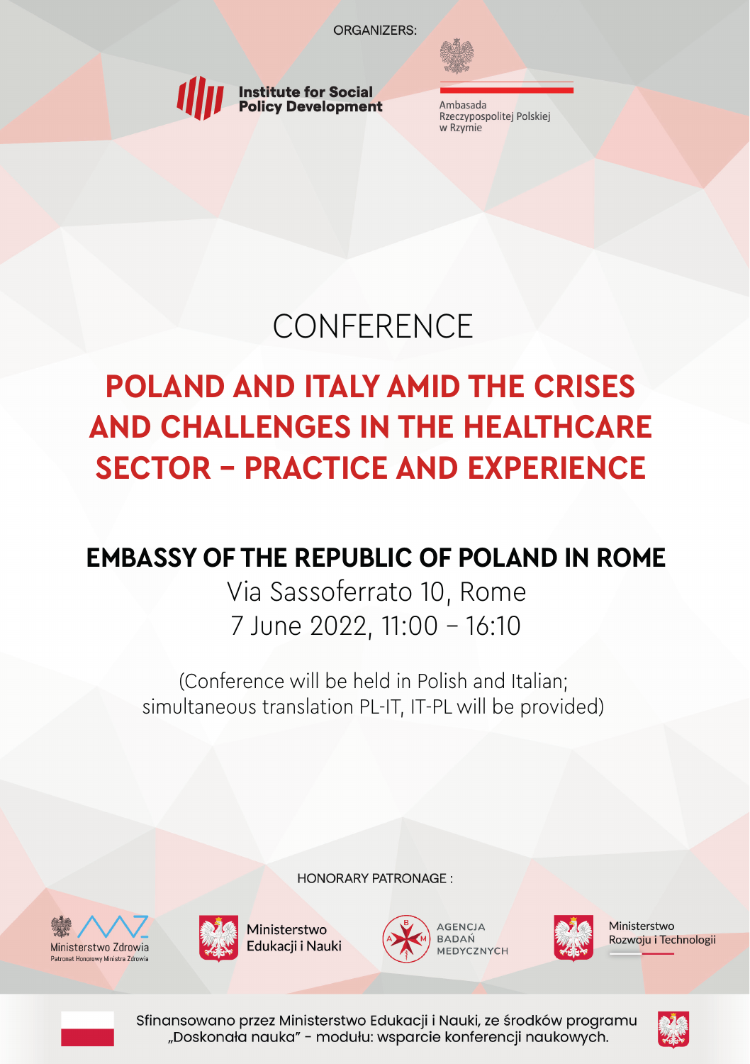ORGANIZERS:

Institute for Social Policy Development

Ambasada Rzeczypospolitej Polskiej w Rzymie

# CONFERENCE

# POLAND AND ITALY AMID THE CRISES AND CHALLENGES IN THE HEALTHCARE SECTOR – PRACTICE AND EXPERIENCE

## EMBASSY OF THE REPUBLIC OF POLAND IN ROME

Via Sassoferrato 10, Rome

7 June 2022, 11:00 – 16:10

(Conference will be held in Polish and Italian; simultaneous translation PL-IT, IT-PL will be provided)

HONORARY PATRONAGE :

Ministerstwo Zdrowia
Patronat Honorowy Ministra Zdrowia

Ministerstwo Edukacji i Nauki

Agencja Badań Medycznych

Ministerstwo Rozwoju i Technologii

Sfinansowano przez Ministerstwo Edukacji i Nauki, ze środków programu „Doskonała nauka" - modułu: wsparcie konferencji naukowych.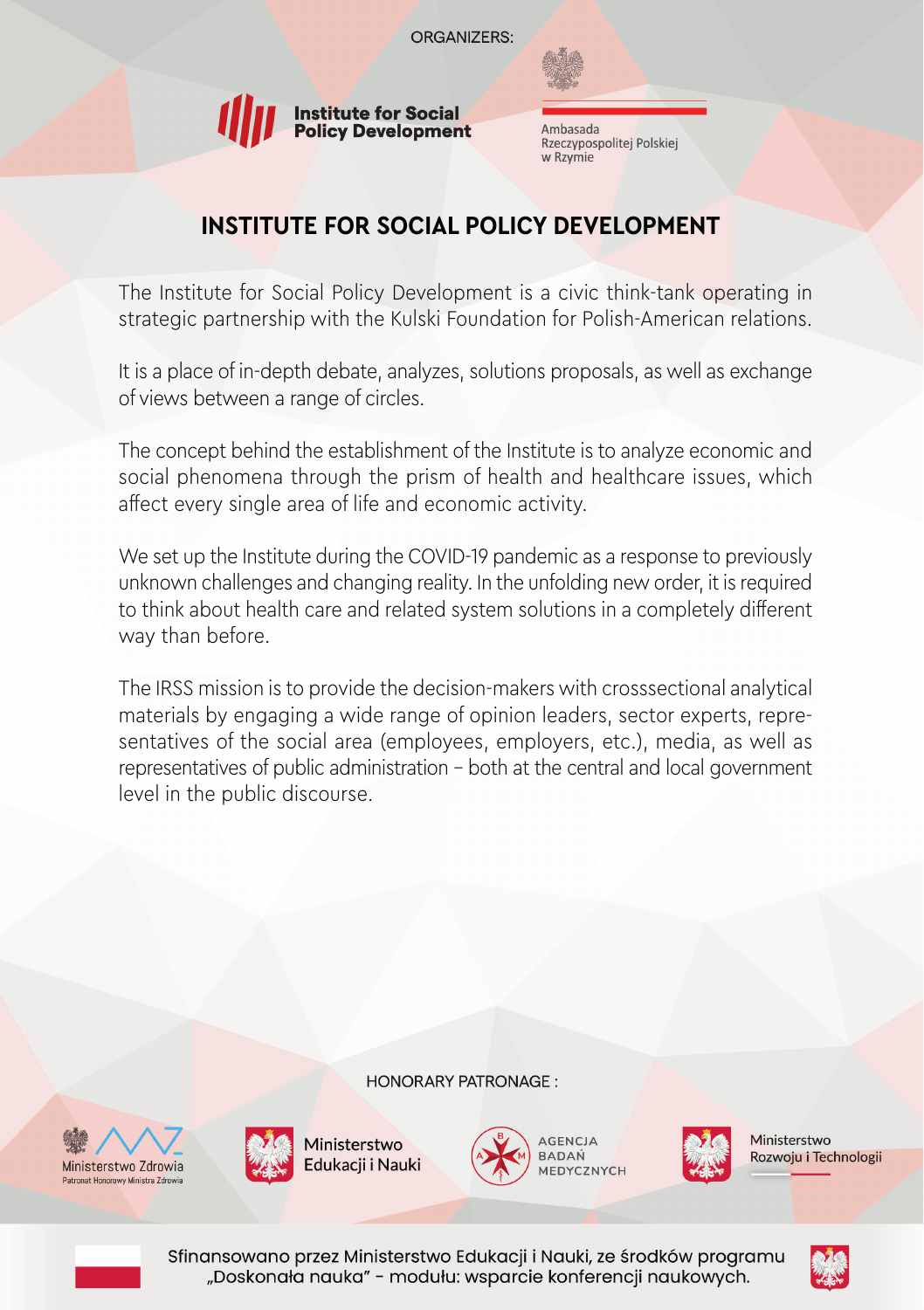ORGANIZERS:

Institute for Social Policy Development

Ambasada Rzeczypospolitej Polskiej w Rzymie

# INSTITUTE FOR SOCIAL POLICY DEVELOPMENT

The Institute for Social Policy Development is a civic think-tank operating in strategic partnership with the Kulski Foundation for Polish-American relations.

It is a place of in-depth debate, analyzes, solutions proposals, as well as exchange of views between a range of circles.

The concept behind the establishment of the Institute is to analyze economic and social phenomena through the prism of health and healthcare issues, which affect every single area of life and economic activity.

We set up the Institute during the COVID-19 pandemic as a response to previously unknown challenges and changing reality. In the unfolding new order, it is required to think about health care and related system solutions in a completely different way than before.

The IRSS mission is to provide the decision-makers with crosssectional analytical materials by engaging a wide range of opinion leaders, sector experts, representatives of the social area (employees, employers, etc.), media, as well as representatives of public administration – both at the central and local government level in the public discourse.

HONORARY PATRONAGE :

Ministerstwo Zdrowia
Patronat Honorowy Ministra Zdrowia

Ministerstwo Edukacji i Nauki

Agencja Badań Medycznych

Ministerstwo Rozwoju i Technologii

Sfinansowano przez Ministerstwo Edukacji i Nauki, ze środków programu „Doskonała nauka" – modułu: wsparcie konferencji naukowych.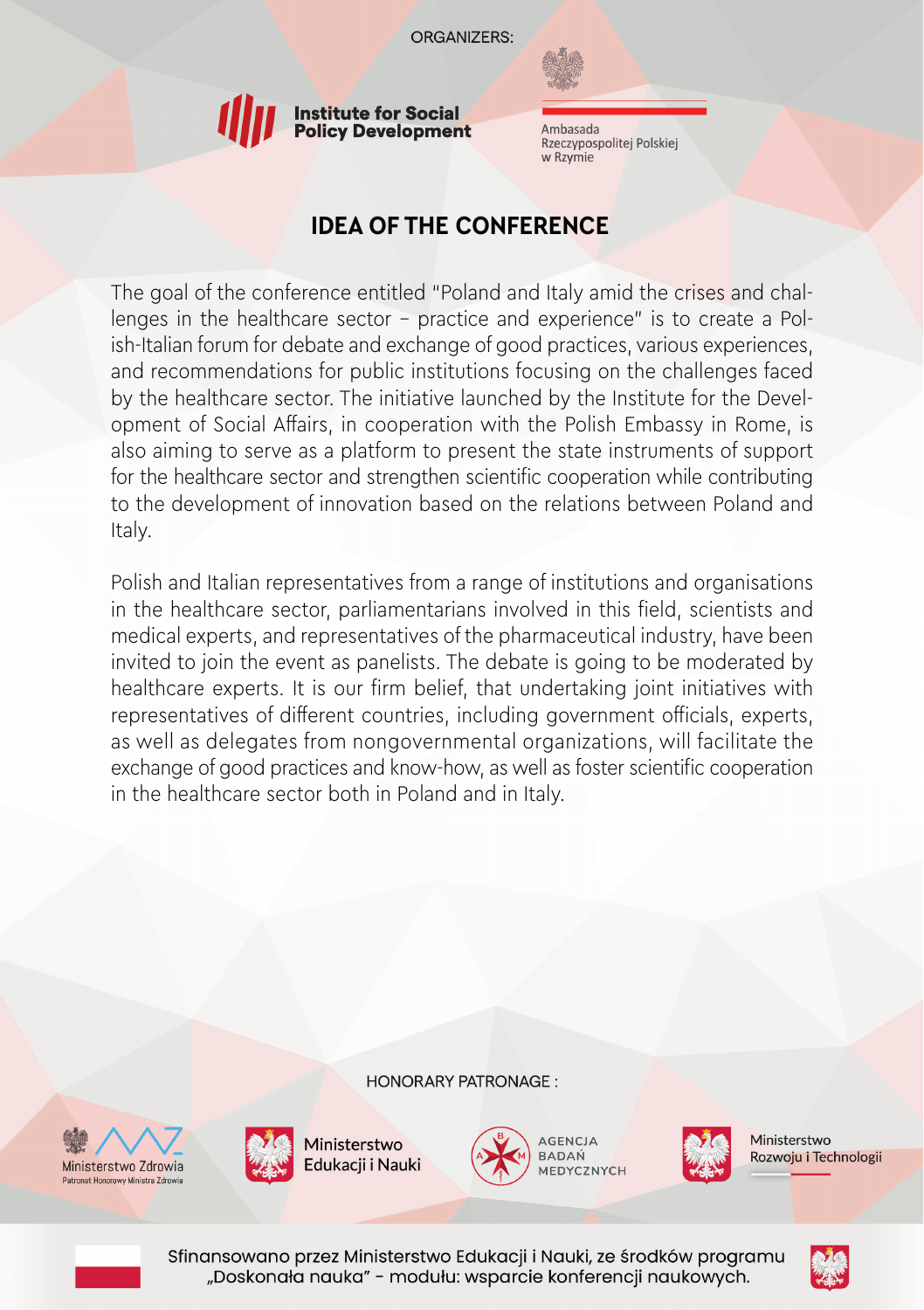ORGANIZERS:

Institute for Social Policy Development

Ambasada Rzeczypospolitej Polskiej w Rzymie

## IDEA OF THE CONFERENCE

The goal of the conference entitled "Poland and Italy amid the crises and challenges in the healthcare sector – practice and experience" is to create a Polish-Italian forum for debate and exchange of good practices, various experiences, and recommendations for public institutions focusing on the challenges faced by the healthcare sector. The initiative launched by the Institute for the Development of Social Affairs, in cooperation with the Polish Embassy in Rome, is also aiming to serve as a platform to present the state instruments of support for the healthcare sector and strengthen scientific cooperation while contributing to the development of innovation based on the relations between Poland and Italy.

Polish and Italian representatives from a range of institutions and organisations in the healthcare sector, parliamentarians involved in this field, scientists and medical experts, and representatives of the pharmaceutical industry, have been invited to join the event as panelists. The debate is going to be moderated by healthcare experts. It is our firm belief, that undertaking joint initiatives with representatives of different countries, including government officials, experts, as well as delegates from nongovernmental organizations, will facilitate the exchange of good practices and know-how, as well as foster scientific cooperation in the healthcare sector both in Poland and in Italy.

HONORARY PATRONAGE :

Ministerstwo Zdrowia
Patronat Honorowy Ministra Zdrowia

Ministerstwo Edukacji i Nauki

Agencja Badań Medycznych

Ministerstwo Rozwoju i Technologii

Sfinansowano przez Ministerstwo Edukacji i Nauki, ze środków programu „Doskonała nauka" - modułu: wsparcie konferencji naukowych.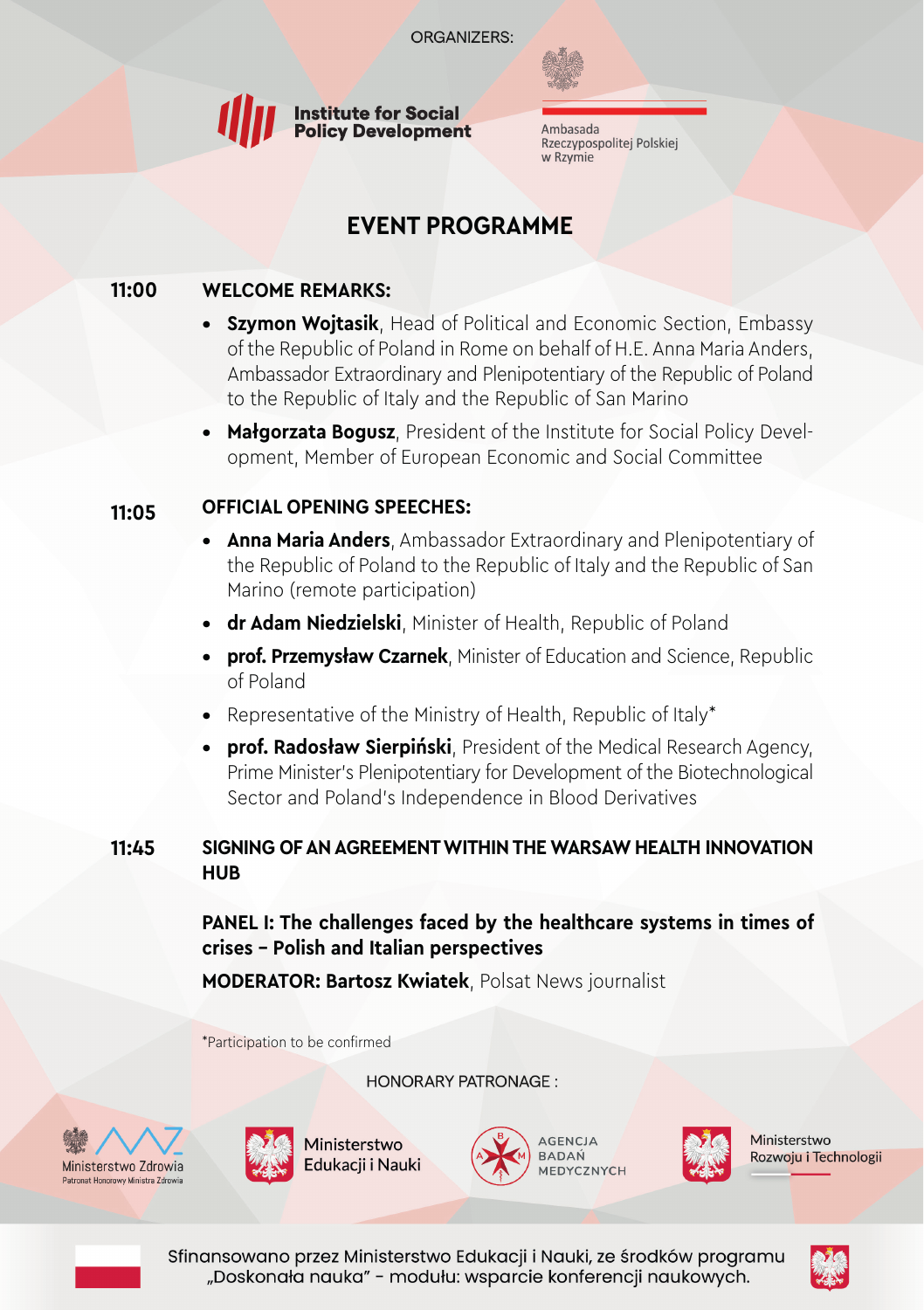ORGANIZERS:

Institute for Social Policy Development

Ambasada Rzeczypospolitej Polskiej w Rzymie

# EVENT PROGRAMME

**11:00** **WELCOME REMARKS:**

- **Szymon Wojtasik**, Head of Political and Economic Section, Embassy of the Republic of Poland in Rome on behalf of H.E. Anna Maria Anders, Ambassador Extraordinary and Plenipotentiary of the Republic of Poland to the Republic of Italy and the Republic of San Marino
- **Małgorzata Bogusz**, President of the Institute for Social Policy Development, Member of European Economic and Social Committee

**11:05** **OFFICIAL OPENING SPEECHES:**

- **Anna Maria Anders**, Ambassador Extraordinary and Plenipotentiary of the Republic of Poland to the Republic of Italy and the Republic of San Marino (remote participation)
- **dr Adam Niedzielski**, Minister of Health, Republic of Poland
- **prof. Przemysław Czarnek**, Minister of Education and Science, Republic of Poland
- Representative of the Ministry of Health, Republic of Italy*
- **prof. Radosław Sierpiński**, President of the Medical Research Agency, Prime Minister's Plenipotentiary for Development of the Biotechnological Sector and Poland's Independence in Blood Derivatives

**11:45** **SIGNING OF AN AGREEMENT WITHIN THE WARSAW HEALTH INNOVATION HUB**

**PANEL I: The challenges faced by the healthcare systems in times of crises – Polish and Italian perspectives**

**MODERATOR: Bartosz Kwiatek**, Polsat News journalist

*Participation to be confirmed

HONORARY PATRONAGE :

Ministerstwo Zdrowia
Patronat Honorowy Ministra Zdrowia

Ministerstwo Edukacji i Nauki

Agencja Badań Medycznych

Ministerstwo Rozwoju i Technologii

Sfinansowano przez Ministerstwo Edukacji i Nauki, ze środków programu „Doskonała nauka" – modułu: wsparcie konferencji naukowych.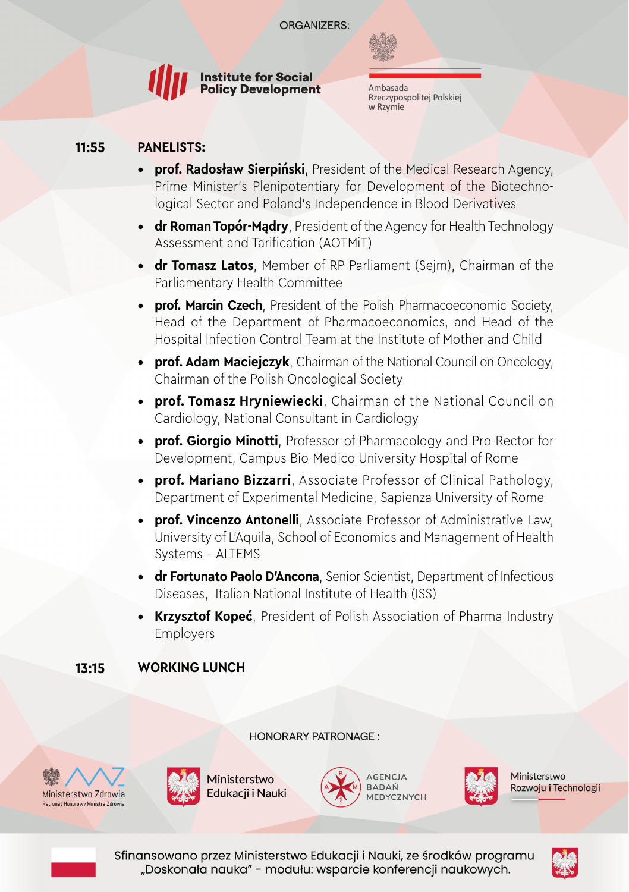ORGANIZERS:

**Institute for Social Policy Development**

Ambasada Rzeczypospolitej Polskiej w Rzymie

**11:55** **PANELISTS:**

- **prof. Radosław Sierpiński**, President of the Medical Research Agency, Prime Minister's Plenipotentiary for Development of the Biotechnological Sector and Poland's Independence in Blood Derivatives
- **dr Roman Topór-Mądry**, President of the Agency for Health Technology Assessment and Tarification (AOTMiT)
- **dr Tomasz Latos**, Member of RP Parliament (Sejm), Chairman of the Parliamentary Health Committee
- **prof. Marcin Czech**, President of the Polish Pharmacoeconomic Society, Head of the Department of Pharmacoeconomics, and Head of the Hospital Infection Control Team at the Institute of Mother and Child
- **prof. Adam Maciejczyk**, Chairman of the National Council on Oncology, Chairman of the Polish Oncological Society
- **prof. Tomasz Hryniewiecki**, Chairman of the National Council on Cardiology, National Consultant in Cardiology
- **prof. Giorgio Minotti**, Professor of Pharmacology and Pro-Rector for Development, Campus Bio-Medico University Hospital of Rome
- **prof. Mariano Bizzarri**, Associate Professor of Clinical Pathology, Department of Experimental Medicine, Sapienza University of Rome
- **prof. Vincenzo Antonelli**, Associate Professor of Administrative Law, University of L'Aquila, School of Economics and Management of Health Systems – ALTEMS
- **dr Fortunato Paolo D'Ancona**, Senior Scientist, Department of Infectious Diseases, Italian National Institute of Health (ISS)
- **Krzysztof Kopeć**, President of Polish Association of Pharma Industry Employers

**13:15** **WORKING LUNCH**

HONORARY PATRONAGE :

Ministerstwo Zdrowia – Patronat Honorowy Ministra Zdrowia

Ministerstwo Edukacji i Nauki

Agencja Badań Medycznych

Ministerstwo Rozwoju i Technologii

Sfinansowano przez Ministerstwo Edukacji i Nauki, ze środków programu „Doskonała nauka" – modułu: wsparcie konferencji naukowych.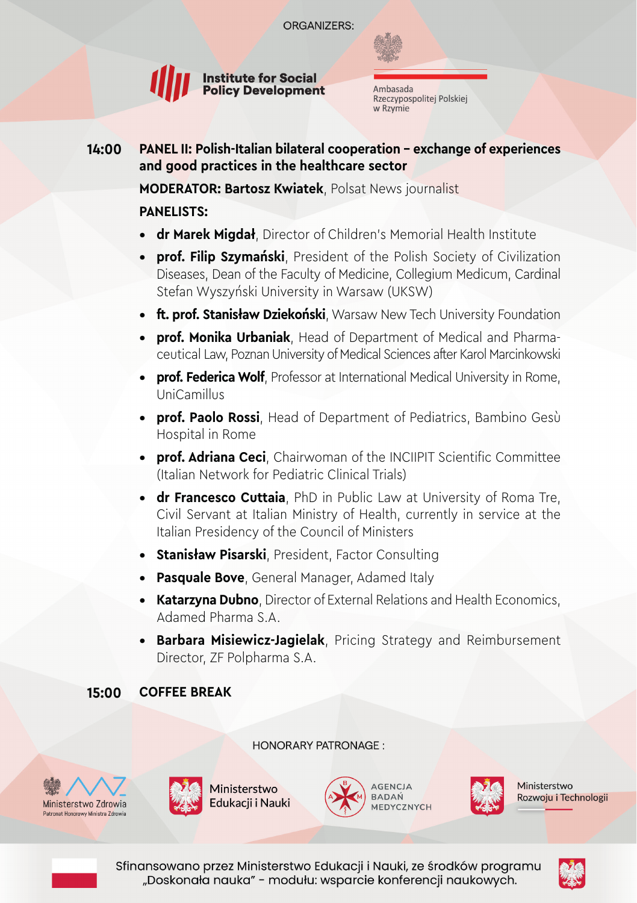ORGANIZERS:

Institute for Social Policy Development

Ambasada Rzeczypospolitej Polskiej w Rzymie

**14:00** **PANEL II: Polish-Italian bilateral cooperation – exchange of experiences and good practices in the healthcare sector**

**MODERATOR: Bartosz Kwiatek**, Polsat News journalist

**PANELISTS:**

- **dr Marek Migdał**, Director of Children's Memorial Health Institute
- **prof. Filip Szymański**, President of the Polish Society of Civilization Diseases, Dean of the Faculty of Medicine, Collegium Medicum, Cardinal Stefan Wyszyński University in Warsaw (UKSW)
- **ft. prof. Stanisław Dziekoński**, Warsaw New Tech University Foundation
- **prof. Monika Urbaniak**, Head of Department of Medical and Pharmaceutical Law, Poznan University of Medical Sciences after Karol Marcinkowski
- **prof. Federica Wolf**, Professor at International Medical University in Rome, UniCamillus
- **prof. Paolo Rossi**, Head of Department of Pediatrics, Bambino Gesù Hospital in Rome
- **prof. Adriana Ceci**, Chairwoman of the INCIIPIT Scientific Committee (Italian Network for Pediatric Clinical Trials)
- **dr Francesco Cuttaia**, PhD in Public Law at University of Roma Tre, Civil Servant at Italian Ministry of Health, currently in service at the Italian Presidency of the Council of Ministers
- **Stanisław Pisarski**, President, Factor Consulting
- **Pasquale Bove**, General Manager, Adamed Italy
- **Katarzyna Dubno**, Director of External Relations and Health Economics, Adamed Pharma S.A.
- **Barbara Misiewicz-Jagielak**, Pricing Strategy and Reimbursement Director, ZF Polpharma S.A.

**15:00** **COFFEE BREAK**

HONORARY PATRONAGE :

Ministerstwo Zdrowia – Patronat Honorowy Ministra Zdrowia

Ministerstwo Edukacji i Nauki

Agencja Badań Medycznych

Ministerstwo Rozwoju i Technologii

Sfinansowano przez Ministerstwo Edukacji i Nauki, ze środków programu „Doskonała nauka" – modułu: wsparcie konferencji naukowych.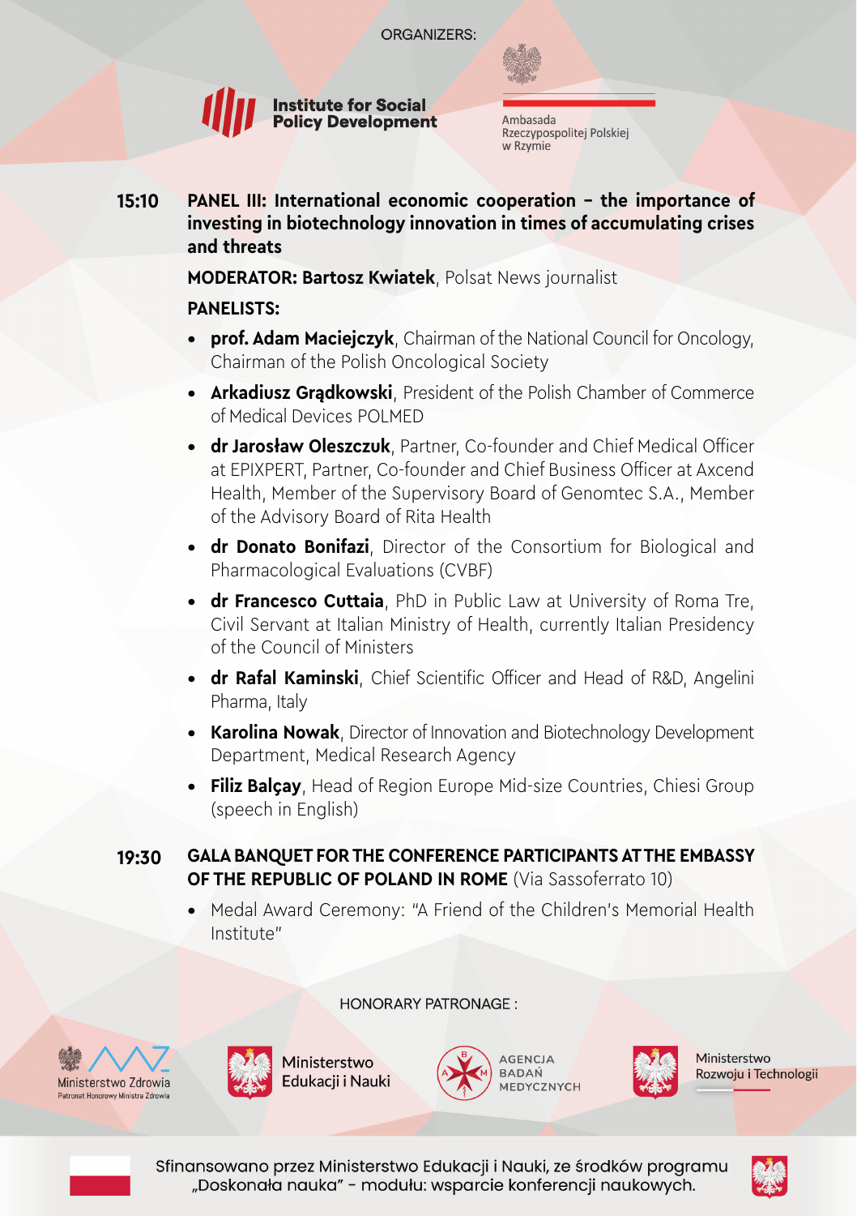ORGANIZERS:

Institute for Social Policy Development

Ambasada Rzeczypospolitej Polskiej w Rzymie

**15:10** **PANEL III: International economic cooperation – the importance of investing in biotechnology innovation in times of accumulating crises and threats**

**MODERATOR: Bartosz Kwiatek**, Polsat News journalist

**PANELISTS:**

- **prof. Adam Maciejczyk**, Chairman of the National Council for Oncology, Chairman of the Polish Oncological Society
- **Arkadiusz Grądkowski**, President of the Polish Chamber of Commerce of Medical Devices POLMED
- **dr Jarosław Oleszczuk**, Partner, Co-founder and Chief Medical Officer at EPIXPERT, Partner, Co-founder and Chief Business Officer at Axcend Health, Member of the Supervisory Board of Genomtec S.A., Member of the Advisory Board of Rita Health
- **dr Donato Bonifazi**, Director of the Consortium for Biological and Pharmacological Evaluations (CVBF)
- **dr Francesco Cuttaia**, PhD in Public Law at University of Roma Tre, Civil Servant at Italian Ministry of Health, currently Italian Presidency of the Council of Ministers
- **dr Rafal Kaminski**, Chief Scientific Officer and Head of R&D, Angelini Pharma, Italy
- **Karolina Nowak**, Director of Innovation and Biotechnology Development Department, Medical Research Agency
- **Filiz Balçay**, Head of Region Europe Mid-size Countries, Chiesi Group (speech in English)

**19:30** **GALA BANQUET FOR THE CONFERENCE PARTICIPANTS AT THE EMBASSY OF THE REPUBLIC OF POLAND IN ROME** (Via Sassoferrato 10)

- Medal Award Ceremony: "A Friend of the Children's Memorial Health Institute"

HONORARY PATRONAGE :

Ministerstwo Zdrowia – Patronat Honorowy Ministra Zdrowia

Ministerstwo Edukacji i Nauki

Agencja Badań Medycznych

Ministerstwo Rozwoju i Technologii

Sfinansowano przez Ministerstwo Edukacji i Nauki, ze środków programu „Doskonała nauka" – modułu: wsparcie konferencji naukowych.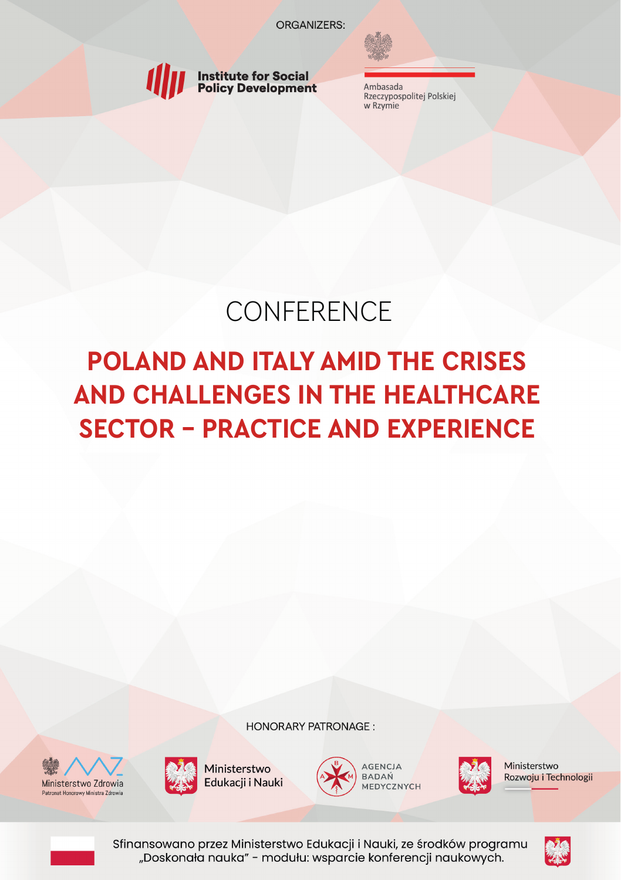ORGANIZERS:

Institute for Social Policy Development

Ambasada Rzeczypospolitej Polskiej w Rzymie

CONFERENCE

# POLAND AND ITALY AMID THE CRISES AND CHALLENGES IN THE HEALTHCARE SECTOR – PRACTICE AND EXPERIENCE

HONORARY PATRONAGE :

Ministerstwo Zdrowia
Patronat Honorowy Ministra Zdrowia

Ministerstwo Edukacji i Nauki

AGENCJA BADAŃ MEDYCZNYCH

Ministerstwo Rozwoju i Technologii

Sfinansowano przez Ministerstwo Edukacji i Nauki, ze środków programu „Doskonała nauka" – modułu: wsparcie konferencji naukowych.